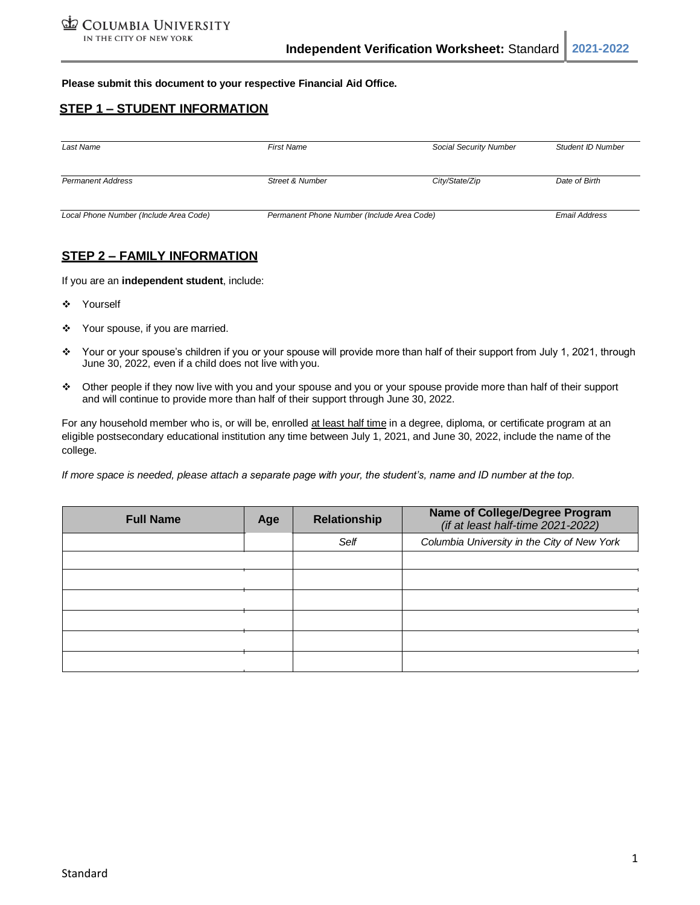COLUMBIA UNIVERSITY
IN THE CITY OF NEW YORK

**Independent Verification Worksheet:** Standard | **2021-2022**

**Please submit this document to your respective Financial Aid Office.**

## STEP 1 – STUDENT INFORMATION

| *Last Name* | *First Name* | *Social Security Number* | *Student ID Number* |
|---|---|---|---|
| | | | |

| *Permanent Address* | *Street & Number* | *City/State/Zip* | *Date of Birth* |
|---|---|---|---|
| | | | |

| *Local Phone Number (Include Area Code)* | *Permanent Phone Number (Include Area Code)* | *Email Address* |
|---|---|---|
| | | |

## STEP 2 – FAMILY INFORMATION

If you are an **independent student**, include:

- Yourself
- Your spouse, if you are married.
- Your or your spouse's children if you or your spouse will provide more than half of their support from July 1, 2021, through June 30, 2022, even if a child does not live with you.
- Other people if they now live with you and your spouse and you or your spouse provide more than half of their support and will continue to provide more than half of their support through June 30, 2022.

For any household member who is, or will be, enrolled at least half time in a degree, diploma, or certificate program at an eligible postsecondary educational institution any time between July 1, 2021, and June 30, 2022, include the name of the college.

*If more space is needed, please attach a separate page with your, the student's, name and ID number at the top.*

| Full Name | Age | Relationship | Name of College/Degree Program *(if at least half-time 2021-2022)* |
|---|---|---|---|
| | | *Self* | *Columbia University in the City of New York* |
| | | | |
| | | | |
| | | | |
| | | | |
| | | | |
| | | | |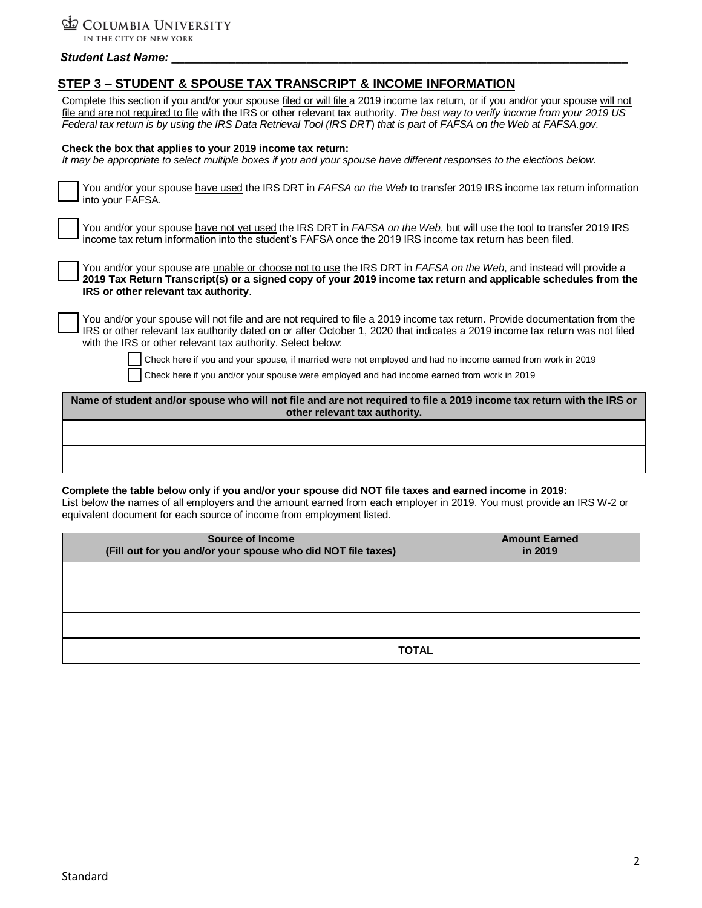**Student Last Name: \_\_\_\_\_\_\_\_\_\_\_\_\_\_\_\_\_\_\_\_\_\_\_\_\_\_\_\_\_\_\_\_\_\_\_\_\_\_\_\_\_\_\_\_\_\_\_\_\_\_\_\_\_\_\_\_\_\_\_\_\_\_\_\_**

## STEP 3 – STUDENT & SPOUSE TAX TRANSCRIPT & INCOME INFORMATION

Complete this section if you and/or your spouse filed or will file a 2019 income tax return, or if you and/or your spouse will not file and are not required to file with the IRS or other relevant tax authority. *The best way to verify income from your 2019 US Federal tax return is by using the IRS Data Retrieval Tool (IRS DRT) that is part of FAFSA on the Web at FAFSA.gov.*

**Check the box that applies to your 2019 income tax return:**
*It may be appropriate to select multiple boxes if you and your spouse have different responses to the elections below.*

☐ You and/or your spouse have used the IRS DRT in *FAFSA on the Web* to transfer 2019 IRS income tax return information into your FAFSA.

☐ You and/or your spouse have not yet used the IRS DRT in *FAFSA on the Web*, but will use the tool to transfer 2019 IRS income tax return information into the student's FAFSA once the 2019 IRS income tax return has been filed.

☐ You and/or your spouse are unable or choose not to use the IRS DRT in *FAFSA on the Web*, and instead will provide a **2019 Tax Return Transcript(s) or a signed copy of your 2019 income tax return and applicable schedules from the IRS or other relevant tax authority**.

☐ You and/or your spouse will not file and are not required to file a 2019 income tax return. Provide documentation from the IRS or other relevant tax authority dated on or after October 1, 2020 that indicates a 2019 income tax return was not filed with the IRS or other relevant tax authority. Select below:

- ☐ Check here if you and your spouse, if married were not employed and had no income earned from work in 2019
- ☐ Check here if you and/or your spouse were employed and had income earned from work in 2019

| Name of student and/or spouse who will not file and are not required to file a 2019 income tax return with the IRS or other relevant tax authority. |
|---|
| |
| |

**Complete the table below only if you and/or your spouse did NOT file taxes and earned income in 2019:**
List below the names of all employers and the amount earned from each employer in 2019. You must provide an IRS W-2 or equivalent document for each source of income from employment listed.

| Source of Income (Fill out for you and/or your spouse who did NOT file taxes) | Amount Earned in 2019 |
|---|---|
| | |
| | |
| | |
| **TOTAL** | |

Standard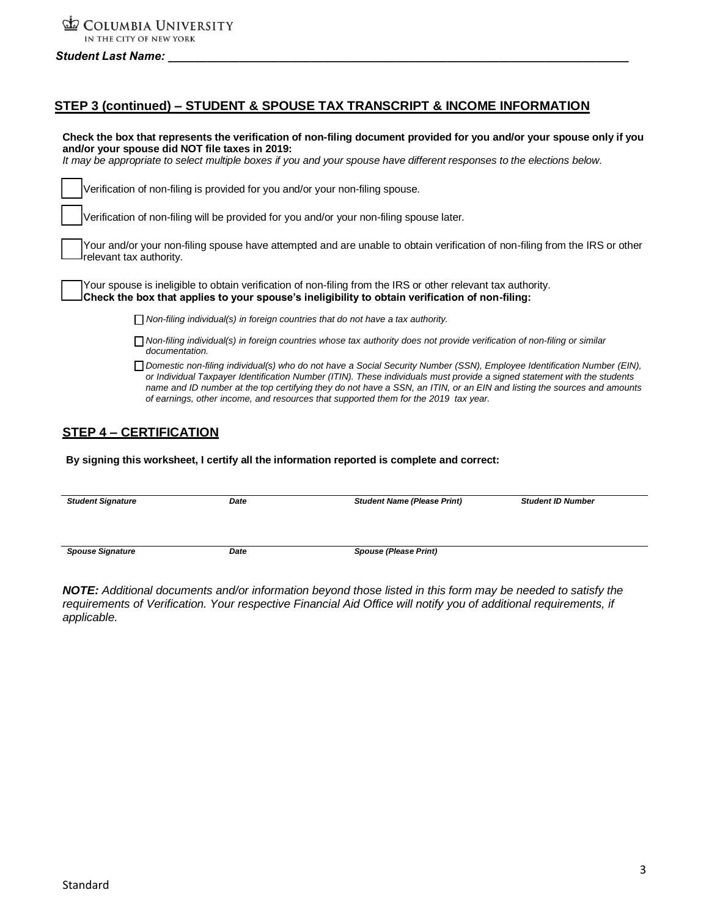COLUMBIA UNIVERSITY
IN THE CITY OF NEW YORK

***Student Last Name:*** ______________________________________________________________

## STEP 3 (continued) – STUDENT & SPOUSE TAX TRANSCRIPT & INCOME INFORMATION

**Check the box that represents the verification of non-filing document provided for you and/or your spouse only if you and/or your spouse did NOT file taxes in 2019:**
*It may be appropriate to select multiple boxes if you and your spouse have different responses to the elections below.*

☐ Verification of non-filing is provided for you and/or your non-filing spouse.

☐ Verification of non-filing will be provided for you and/or your non-filing spouse later.

☐ Your and/or your non-filing spouse have attempted and are unable to obtain verification of non-filing from the IRS or other relevant tax authority.

☐ Your spouse is ineligible to obtain verification of non-filing from the IRS or other relevant tax authority. **Check the box that applies to your spouse's ineligibility to obtain verification of non-filing:**

- ☐ *Non-filing individual(s) in foreign countries that do not have a tax authority.*
- ☐ *Non-filing individual(s) in foreign countries whose tax authority does not provide verification of non-filing or similar documentation.*
- ☐ *Domestic non-filing individual(s) who do not have a Social Security Number (SSN), Employee Identification Number (EIN), or Individual Taxpayer Identification Number (ITIN). These individuals must provide a signed statement with the students name and ID number at the top certifying they do not have a SSN, an ITIN, or an EIN and listing the sources and amounts of earnings, other income, and resources that supported them for the 2019 tax year.*

## STEP 4 – CERTIFICATION

**By signing this worksheet, I certify all the information reported is complete and correct:**

| | | | |
|---|---|---|---|
| ***Student Signature*** | ***Date*** | ***Student Name (Please Print)*** | ***Student ID Number*** |
| ***Spouse Signature*** | ***Date*** | ***Spouse (Please Print)*** | |

***NOTE:*** *Additional documents and/or information beyond those listed in this form may be needed to satisfy the requirements of Verification. Your respective Financial Aid Office will notify you of additional requirements, if applicable.*

Standard